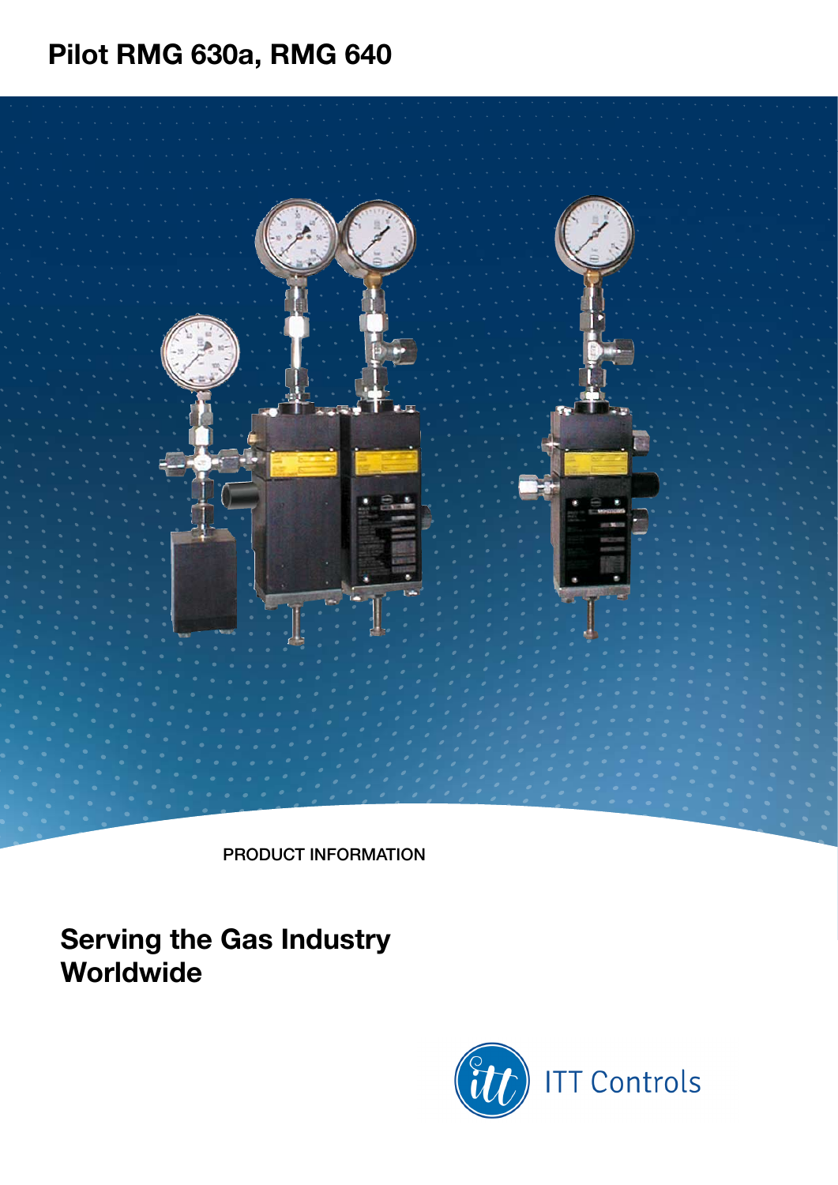# Pilot RMG 630a, RMG 640

PRODUCT INFORMATION

## Serving the Gas Industry Worldwide

ITT Controls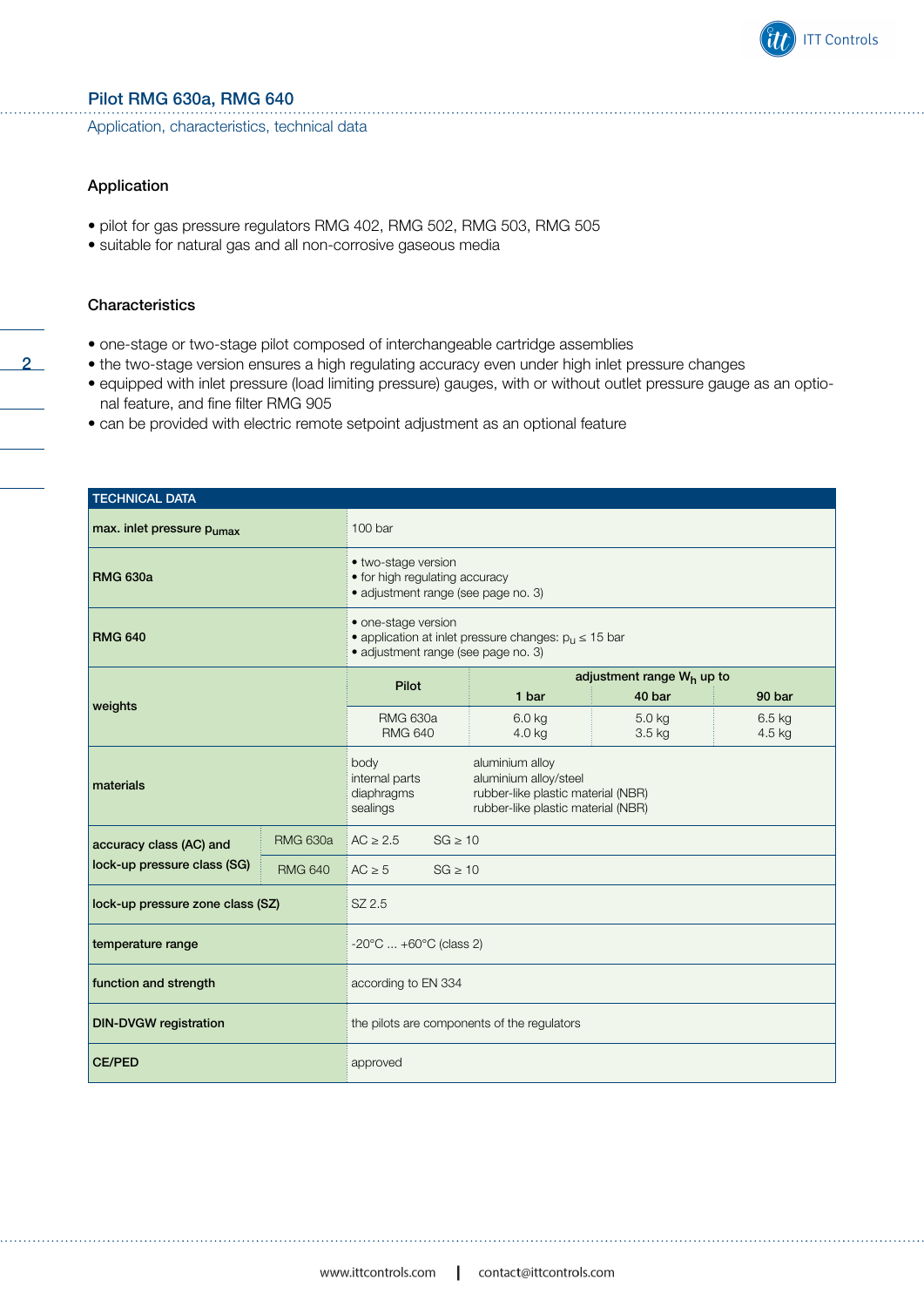## Pilot RMG 630a, RMG 640

Application, characteristics, technical data

### Application

- pilot for gas pressure regulators RMG 402, RMG 502, RMG 503, RMG 505
- suitable for natural gas and all non-corrosive gaseous media

### Characteristics

- one-stage or two-stage pilot composed of interchangeable cartridge assemblies
- the two-stage version ensures a high regulating accuracy even under high inlet pressure changes
- equipped with inlet pressure (load limiting pressure) gauges, with or without outlet pressure gauge as an optional feature, and fine filter RMG 905
- can be provided with electric remote setpoint adjustment as an optional feature

| TECHNICAL DATA | | | | | |
|---|---|---|---|---|---|
| **max. inlet pressure $p_{umax}$** | | 100 bar | | | |
| **RMG 630a** | | • two-stage version<br>• for high regulating accuracy<br>• adjustment range (see page no. 3) | | | |
| **RMG 640** | | • one-stage version<br>• application at inlet pressure changes: $p_u \leq 15$ bar<br>• adjustment range (see page no. 3) | | | |
| **weights** | | **Pilot** | **adjustment range $W_h$ up to** | | |
| | | | **1 bar** | **40 bar** | **90 bar** |
| | | RMG 630a<br>RMG 640 | 6.0 kg<br>4.0 kg | 5.0 kg<br>3.5 kg | 6.5 kg<br>4.5 kg |
| **materials** | | body<br>internal parts<br>diaphragms<br>sealings | aluminium alloy<br>aluminium alloy/steel<br>rubber-like plastic material (NBR)<br>rubber-like plastic material (NBR) | | |
| **accuracy class (AC) and lock-up pressure class (SG)** | RMG 630a | AC ≥ 2.5 &nbsp;&nbsp; SG ≥ 10 | | | |
| | RMG 640 | AC ≥ 5 &nbsp;&nbsp; SG ≥ 10 | | | |
| **lock-up pressure zone class (SZ)** | | SZ 2.5 | | | |
| **temperature range** | | -20°C ... +60°C (class 2) | | | |
| **function and strength** | | according to EN 334 | | | |
| **DIN-DVGW registration** | | the pilots are components of the regulators | | | |
| **CE/PED** | | approved | | | |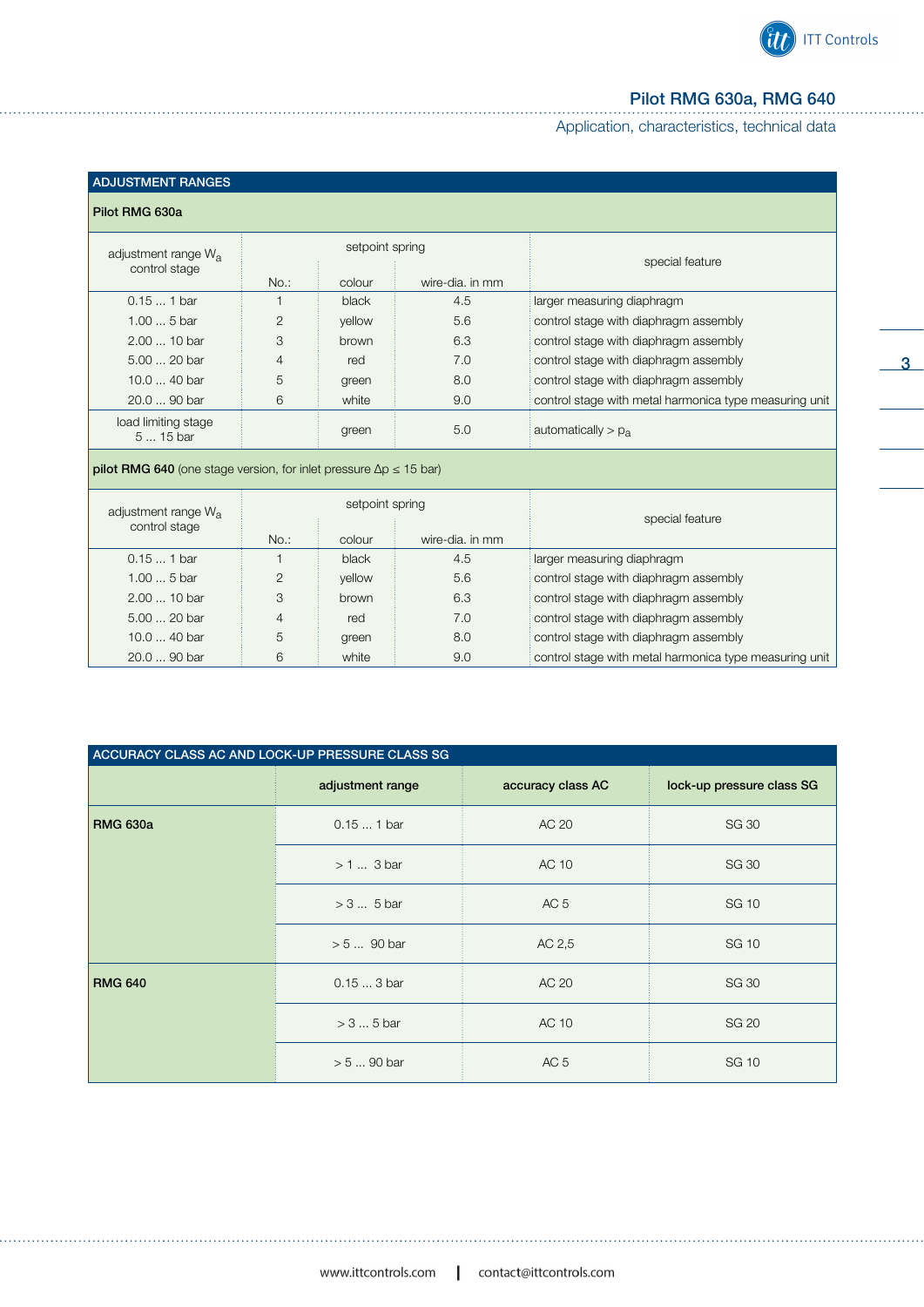# Pilot RMG 630a, RMG 640

Application, characteristics, technical data

## ADJUSTMENT RANGES

### Pilot RMG 630a

| adjustment range $W_a$ control stage | setpoint spring | | | special feature |
|---|---|---|---|---|
| | No.: | colour | wire-dia. in mm | |
| 0.15 ... 1 bar | 1 | black | 4.5 | larger measuring diaphragm |
| 1.00 ... 5 bar | 2 | yellow | 5.6 | control stage with diaphragm assembly |
| 2.00 ... 10 bar | 3 | brown | 6.3 | control stage with diaphragm assembly |
| 5.00 ... 20 bar | 4 | red | 7.0 | control stage with diaphragm assembly |
| 10.0 ... 40 bar | 5 | green | 8.0 | control stage with diaphragm assembly |
| 20.0 ... 90 bar | 6 | white | 9.0 | control stage with metal harmonica type measuring unit |
| load limiting stage 5 ... 15 bar | | green | 5.0 | automatically > $p_a$ |

### pilot RMG 640 (one stage version, for inlet pressure Δp ≤ 15 bar)

| adjustment range $W_a$ control stage | setpoint spring | | | special feature |
|---|---|---|---|---|
| | No.: | colour | wire-dia. in mm | |
| 0.15 ... 1 bar | 1 | black | 4.5 | larger measuring diaphragm |
| 1.00 ... 5 bar | 2 | yellow | 5.6 | control stage with diaphragm assembly |
| 2.00 ... 10 bar | 3 | brown | 6.3 | control stage with diaphragm assembly |
| 5.00 ... 20 bar | 4 | red | 7.0 | control stage with diaphragm assembly |
| 10.0 ... 40 bar | 5 | green | 8.0 | control stage with diaphragm assembly |
| 20.0 ... 90 bar | 6 | white | 9.0 | control stage with metal harmonica type measuring unit |

## ACCURACY CLASS AC AND LOCK-UP PRESSURE CLASS SG

| | adjustment range | accuracy class AC | lock-up pressure class SG |
|---|---|---|---|
| **RMG 630a** | 0.15 ... 1 bar | AC 20 | SG 30 |
| | > 1 ... 3 bar | AC 10 | SG 30 |
| | > 3 ... 5 bar | AC 5 | SG 10 |
| | > 5 ... 90 bar | AC 2,5 | SG 10 |
| **RMG 640** | 0.15 ... 3 bar | AC 20 | SG 30 |
| | > 3 ... 5 bar | AC 10 | SG 20 |
| | > 5 ... 90 bar | AC 5 | SG 10 |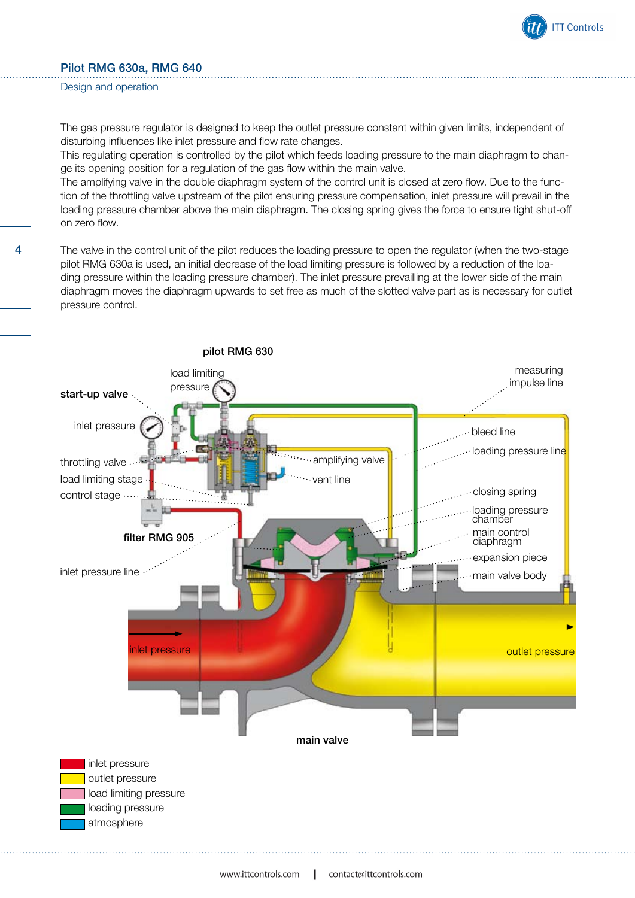## Pilot RMG 630a, RMG 640

### Design and operation

The gas pressure regulator is designed to keep the outlet pressure constant within given limits, independent of disturbing influences like inlet pressure and flow rate changes.
This regulating operation is controlled by the pilot which feeds loading pressure to the main diaphragm to change its opening position for a regulation of the gas flow within the main valve.
The amplifying valve in the double diaphragm system of the control unit is closed at zero flow. Due to the function of the throttling valve upstream of the pilot ensuring pressure compensation, inlet pressure will prevail in the loading pressure chamber above the main diaphragm. The closing spring gives the force to ensure tight shut-off on zero flow.

The valve in the control unit of the pilot reduces the loading pressure to open the regulator (when the two-stage pilot RMG 630a is used, an initial decrease of the load limiting pressure is followed by a reduction of the loading pressure within the loading pressure chamber). The inlet pressure prevailling at the lower side of the main diaphragm moves the diaphragm upwards to set free as much of the slotted valve part as is necessary for outlet pressure control.

pilot RMG 630

start-up valve
inlet pressure
throttling valve
load limiting stage
control stage
filter RMG 905
inlet pressure line
load limiting pressure
amplifying valve
vent line
measuring impulse line
bleed line
loading pressure line
closing spring
loading pressure chamber
main control diaphragm
expansion piece
main valve body
inlet pressure
outlet pressure

main valve

- inlet pressure
- outlet pressure
- load limiting pressure
- loading pressure
- atmosphere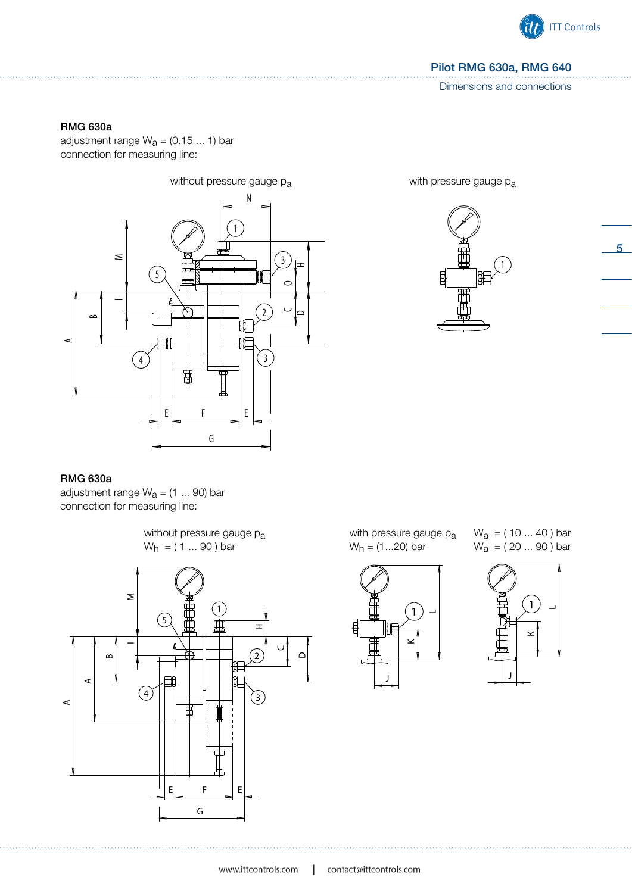# Pilot RMG 630a, RMG 640

Dimensions and connections

## RMG 630a

adjustment range $W_a$ = (0.15 ... 1) bar

connection for measuring line:

without pressure gauge $p_a$

with pressure gauge $p_a$

## RMG 630a

adjustment range $W_a$ = (1 ... 90) bar

connection for measuring line:

without pressure gauge $p_a$

$W_h$ = ( 1 ... 90 ) bar

with pressure gauge $p_a$

$W_h$ = (1...20) bar

$W_a$ = ( 10 ... 40 ) bar

$W_a$ = ( 20 ... 90 ) bar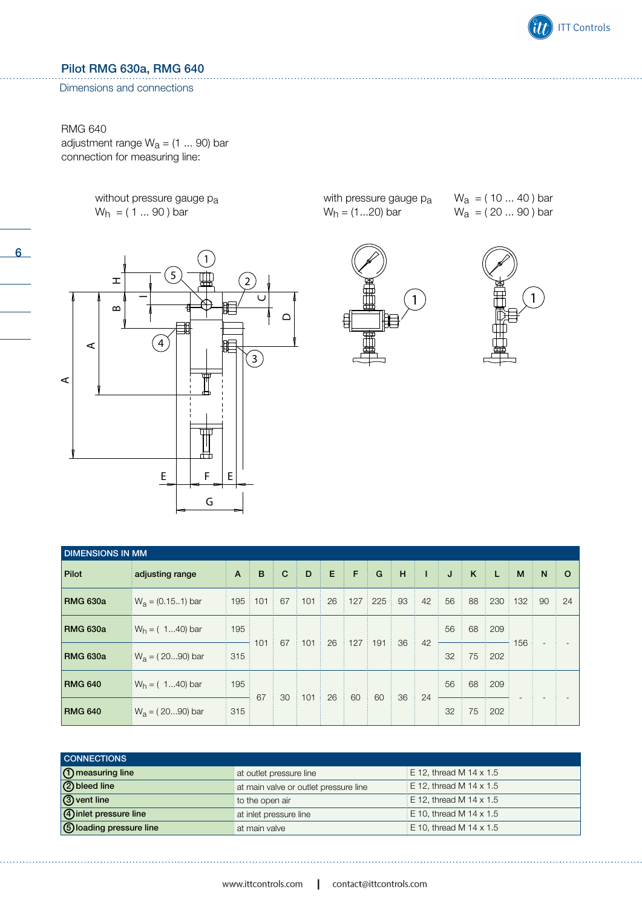## Pilot RMG 630a, RMG 640

### Dimensions and connections

RMG 640
adjustment range $W_a$ = (1 ... 90) bar
connection for measuring line:

without pressure gauge $p_a$
$W_h$ = ( 1 ... 90 ) bar

with pressure gauge $p_a$
$W_h$ = (1...20) bar

$W_a$ = ( 10 ... 40 ) bar
$W_a$ = ( 20 ... 90 ) bar

| DIMENSIONS IN MM | | | | | | | | | | | | | | | | |
|---|---|---|---|---|---|---|---|---|---|---|---|---|---|---|---|---|
| **Pilot** | **adjusting range** | **A** | **B** | **C** | **D** | **E** | **F** | **G** | **H** | **I** | **J** | **K** | **L** | **M** | **N** | **O** |
| **RMG 630a** | $W_a$ = (0.15..1) bar | 195 | 101 | 67 | 101 | 26 | 127 | 225 | 93 | 42 | 56 | 88 | 230 | 132 | 90 | 24 |
| **RMG 630a** | $W_h$ = ( 1...40) bar | 195 | 101 | 67 | 101 | 26 | 127 | 191 | 36 | 42 | 56 | 68 | 209 | 156 | - | - |
| **RMG 630a** | $W_a$ = ( 20...90) bar | 315 | | | | | | | | | 32 | 75 | 202 | | | |
| **RMG 640** | $W_h$ = ( 1...40) bar | 195 | 67 | 30 | 101 | 26 | 60 | 60 | 36 | 24 | 56 | 68 | 209 | - | - | - |
| **RMG 640** | $W_a$ = ( 20...90) bar | 315 | | | | | | | | | 32 | 75 | 202 | | | |

| CONNECTIONS | | |
|---|---|---|
| **① measuring line** | at outlet pressure line | E 12, thread M 14 x 1.5 |
| **② bleed line** | at main valve or outlet pressure line | E 12, thread M 14 x 1.5 |
| **③ vent line** | to the open air | E 12, thread M 14 x 1.5 |
| **④ inlet pressure line** | at inlet pressure line | E 10, thread M 14 x 1.5 |
| **⑤ loading pressure line** | at main valve | E 10, thread M 14 x 1.5 |

www.ittcontrols.com | contact@ittcontrols.com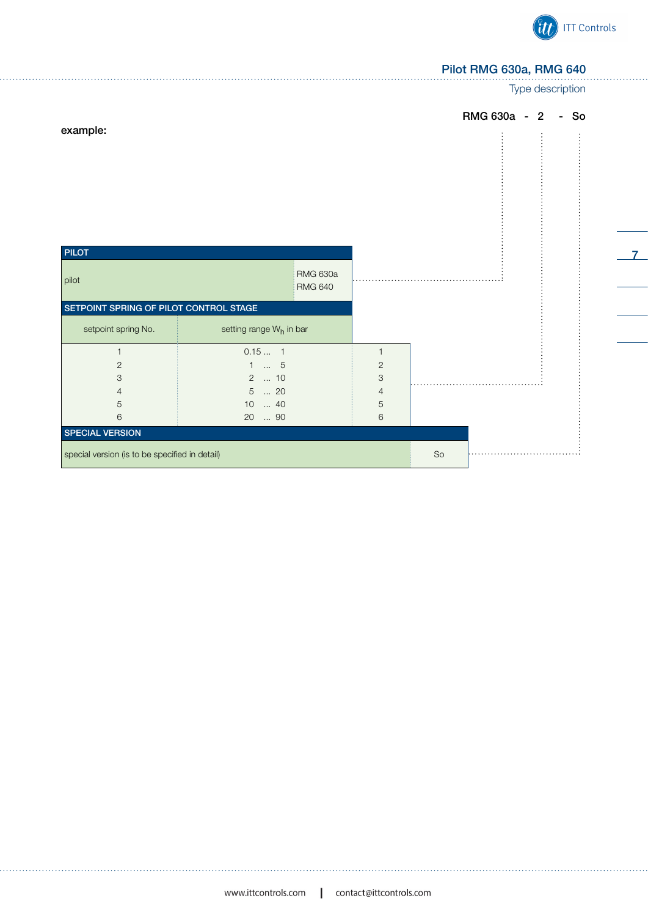## Pilot RMG 630a, RMG 640

Type description

**example:** RMG 630a - 2 - So

| PILOT | | |
|---|---|---|
| pilot | | RMG 630a<br>RMG 640 |

| SETPOINT SPRING OF PILOT CONTROL STAGE | | |
|---|---|---|
| setpoint spring No. | setting range $W_h$ in bar | |
| 1 | 0.15 ... 1 | 1 |
| 2 | 1 ... 5 | 2 |
| 3 | 2 ... 10 | 3 |
| 4 | 5 ... 20 | 4 |
| 5 | 10 ... 40 | 5 |
| 6 | 20 ... 90 | 6 |

| SPECIAL VERSION | |
|---|---|
| special version (is to be specified in detail) | So |

www.ittcontrols.com | contact@ittcontrols.com